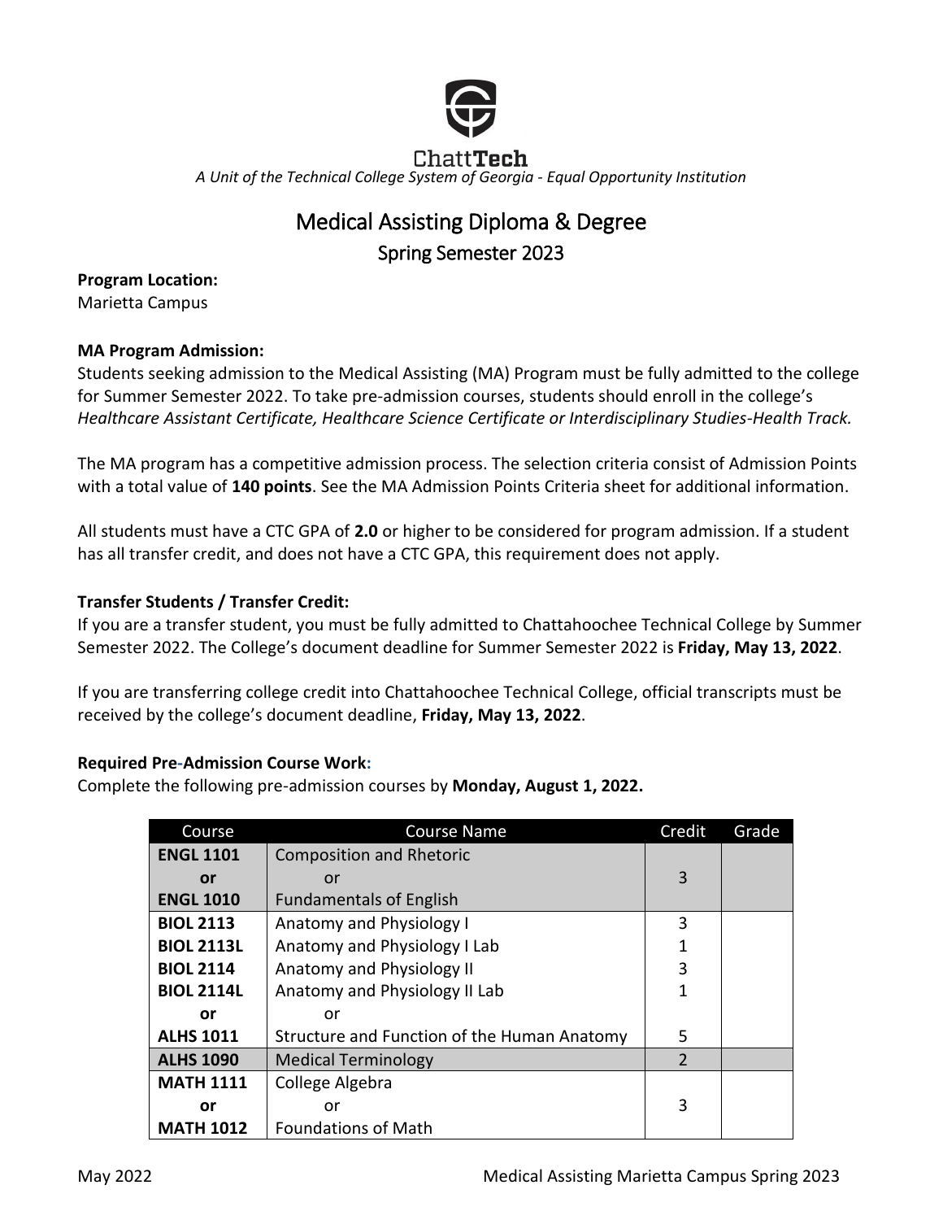ChattTech

*A Unit of the Technical College System of Georgia - Equal Opportunity Institution*

# Medical Assisting Diploma & Degree

## Spring Semester 2023

**Program Location:**
Marietta Campus

**MA Program Admission:**
Students seeking admission to the Medical Assisting (MA) Program must be fully admitted to the college for Summer Semester 2022. To take pre-admission courses, students should enroll in the college's *Healthcare Assistant Certificate, Healthcare Science Certificate or Interdisciplinary Studies-Health Track.*

The MA program has a competitive admission process. The selection criteria consist of Admission Points with a total value of **140 points**. See the MA Admission Points Criteria sheet for additional information.

All students must have a CTC GPA of **2.0** or higher to be considered for program admission. If a student has all transfer credit, and does not have a CTC GPA, this requirement does not apply.

**Transfer Students / Transfer Credit:**
If you are a transfer student, you must be fully admitted to Chattahoochee Technical College by Summer Semester 2022. The College's document deadline for Summer Semester 2022 is **Friday, May 13, 2022**.

If you are transferring college credit into Chattahoochee Technical College, official transcripts must be received by the college's document deadline, **Friday, May 13, 2022**.

**Required Pre-Admission Course Work:**
Complete the following pre-admission courses by **Monday, August 1, 2022.**

| Course | Course Name | Credit | Grade |
|---|---|---|---|
| **ENGL 1101** or **ENGL 1010** | Composition and Rhetoric or Fundamentals of English | 3 | |
| **BIOL 2113** | Anatomy and Physiology I | 3 | |
| **BIOL 2113L** | Anatomy and Physiology I Lab | 1 | |
| **BIOL 2114** | Anatomy and Physiology II | 3 | |
| **BIOL 2114L** | Anatomy and Physiology II Lab | 1 | |
| **or** | or | | |
| **ALHS 1011** | Structure and Function of the Human Anatomy | 5 | |
| **ALHS 1090** | Medical Terminology | 2 | |
| **MATH 1111** or **MATH 1012** | College Algebra or Foundations of Math | 3 | |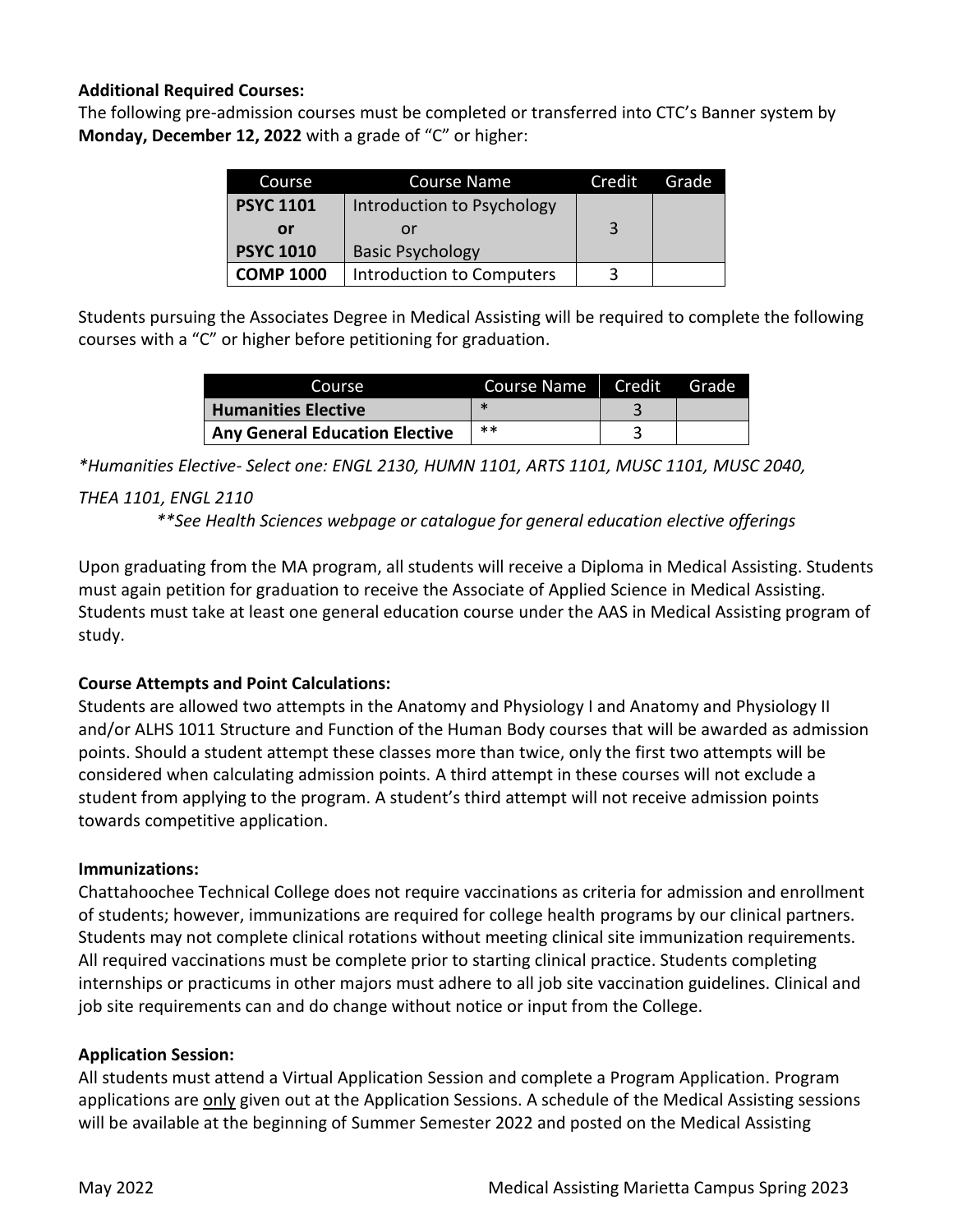**Additional Required Courses:**
The following pre-admission courses must be completed or transferred into CTC's Banner system by **Monday, December 12, 2022** with a grade of "C" or higher:

| Course | Course Name | Credit | Grade |
|---|---|---|---|
| **PSYC 1101** or **PSYC 1010** | Introduction to Psychology or Basic Psychology | 3 | |
| **COMP 1000** | Introduction to Computers | 3 | |

Students pursuing the Associates Degree in Medical Assisting will be required to complete the following courses with a "C" or higher before petitioning for graduation.

| Course | Course Name | Credit | Grade |
|---|---|---|---|
| **Humanities Elective** | * | 3 | |
| **Any General Education Elective** | ** | 3 | |

*\*Humanities Elective- Select one: ENGL 2130, HUMN 1101, ARTS 1101, MUSC 1101, MUSC 2040, THEA 1101, ENGL 2110*

*\*\*See Health Sciences webpage or catalogue for general education elective offerings*

Upon graduating from the MA program, all students will receive a Diploma in Medical Assisting. Students must again petition for graduation to receive the Associate of Applied Science in Medical Assisting. Students must take at least one general education course under the AAS in Medical Assisting program of study.

**Course Attempts and Point Calculations:**
Students are allowed two attempts in the Anatomy and Physiology I and Anatomy and Physiology II and/or ALHS 1011 Structure and Function of the Human Body courses that will be awarded as admission points. Should a student attempt these classes more than twice, only the first two attempts will be considered when calculating admission points. A third attempt in these courses will not exclude a student from applying to the program. A student's third attempt will not receive admission points towards competitive application.

**Immunizations:**
Chattahoochee Technical College does not require vaccinations as criteria for admission and enrollment of students; however, immunizations are required for college health programs by our clinical partners. Students may not complete clinical rotations without meeting clinical site immunization requirements. All required vaccinations must be complete prior to starting clinical practice. Students completing internships or practicums in other majors must adhere to all job site vaccination guidelines. Clinical and job site requirements can and do change without notice or input from the College.

**Application Session:**
All students must attend a Virtual Application Session and complete a Program Application. Program applications are <u>only</u> given out at the Application Sessions. A schedule of the Medical Assisting sessions will be available at the beginning of Summer Semester 2022 and posted on the Medical Assisting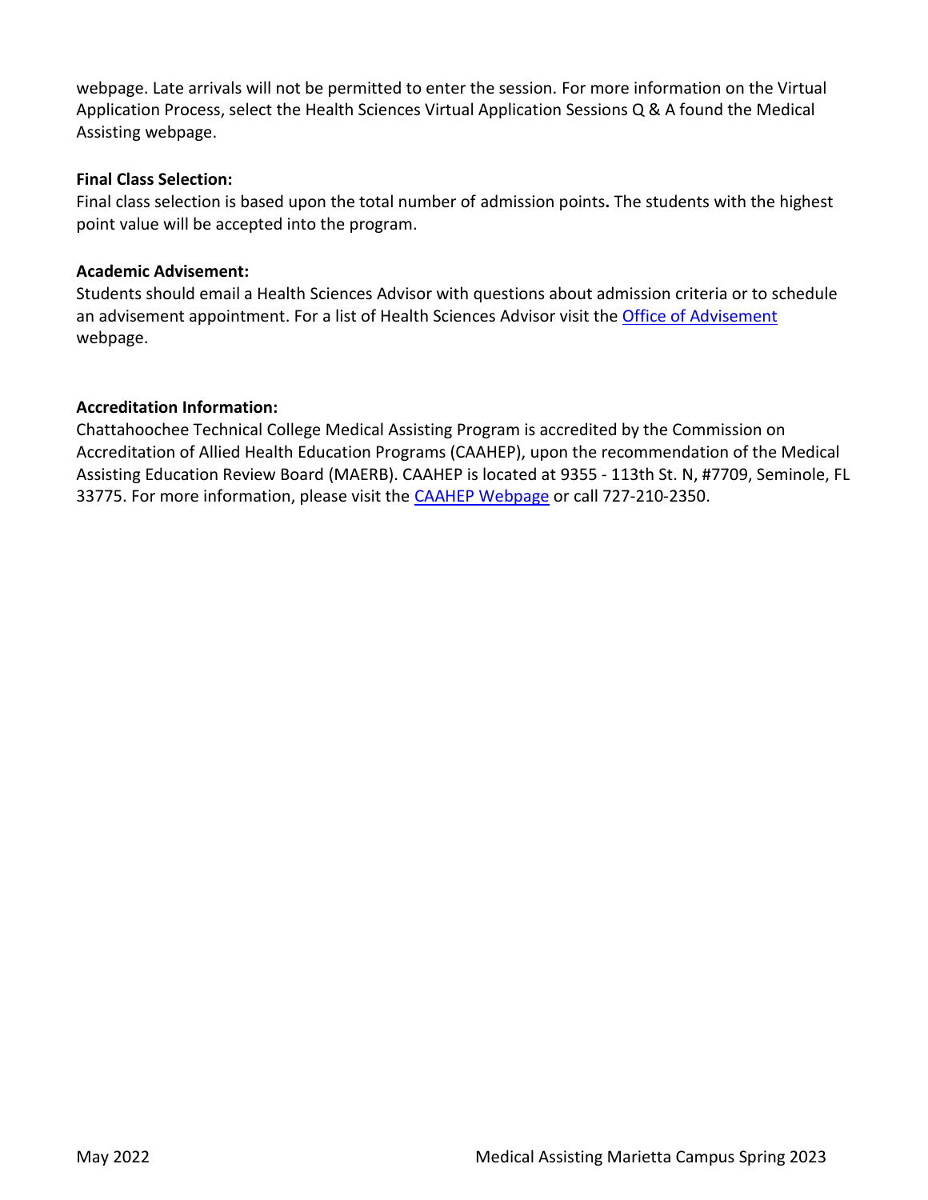webpage. Late arrivals will not be permitted to enter the session. For more information on the Virtual Application Process, select the Health Sciences Virtual Application Sessions Q & A found the Medical Assisting webpage.

**Final Class Selection:**
Final class selection is based upon the total number of admission points**.** The students with the highest point value will be accepted into the program.

**Academic Advisement:**
Students should email a Health Sciences Advisor with questions about admission criteria or to schedule an advisement appointment. For a list of Health Sciences Advisor visit the Office of Advisement webpage.

**Accreditation Information:**
Chattahoochee Technical College Medical Assisting Program is accredited by the Commission on Accreditation of Allied Health Education Programs (CAAHEP), upon the recommendation of the Medical Assisting Education Review Board (MAERB). CAAHEP is located at 9355 - 113th St. N, #7709, Seminole, FL 33775. For more information, please visit the CAAHEP Webpage or call 727-210-2350.